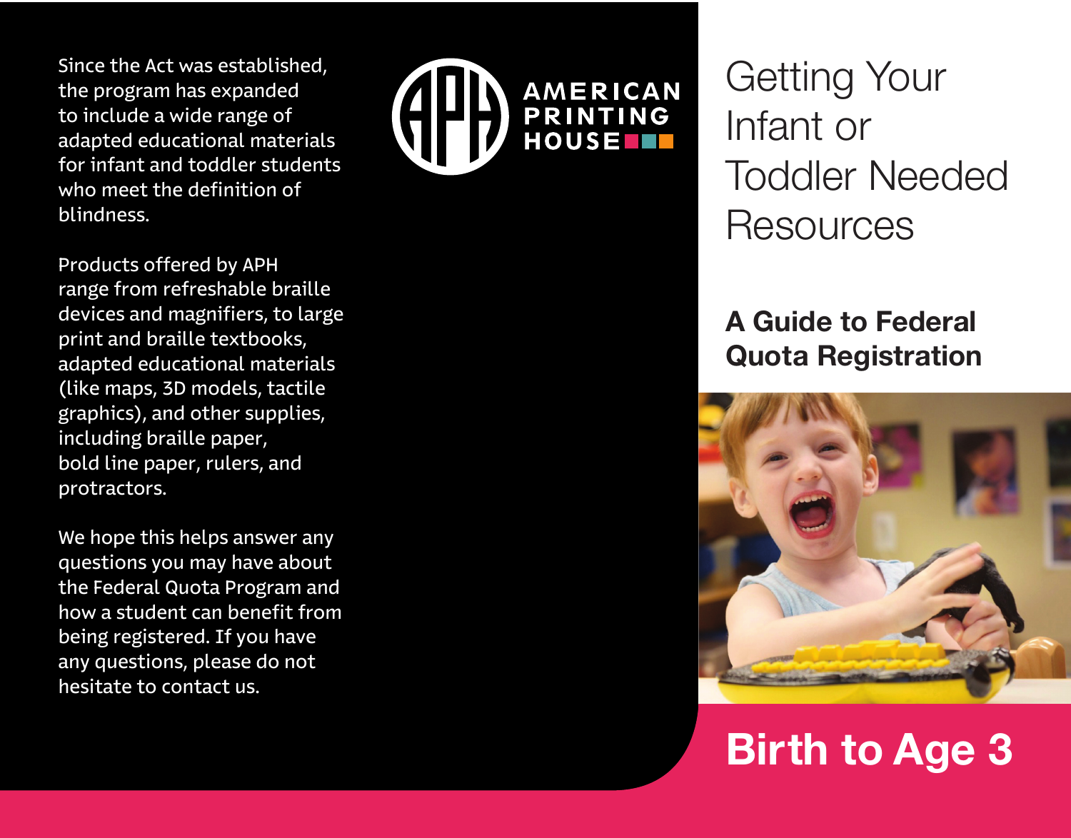Since the Act was established, the program has expanded to include a wide range of adapted educational materials for infant and toddler students who meet the definition of blindness.

Products offered by APH range from refreshable braille devices and magnifiers, to large print and braille textbooks, adapted educational materials (like maps, 3D models, tactile graphics), and other supplies, including braille paper, bold line paper, rulers, and protractors.

We hope this helps answer any questions you may have about the Federal Quota Program and how a student can benefit from being registered. If you have any questions, please do not hesitate to contact us.

AMERICAN PRINTING HOUSE

# Getting Your Infant or Toddler Needed Resources

## A Guide to Federal Quota Registration

## Birth to Age 3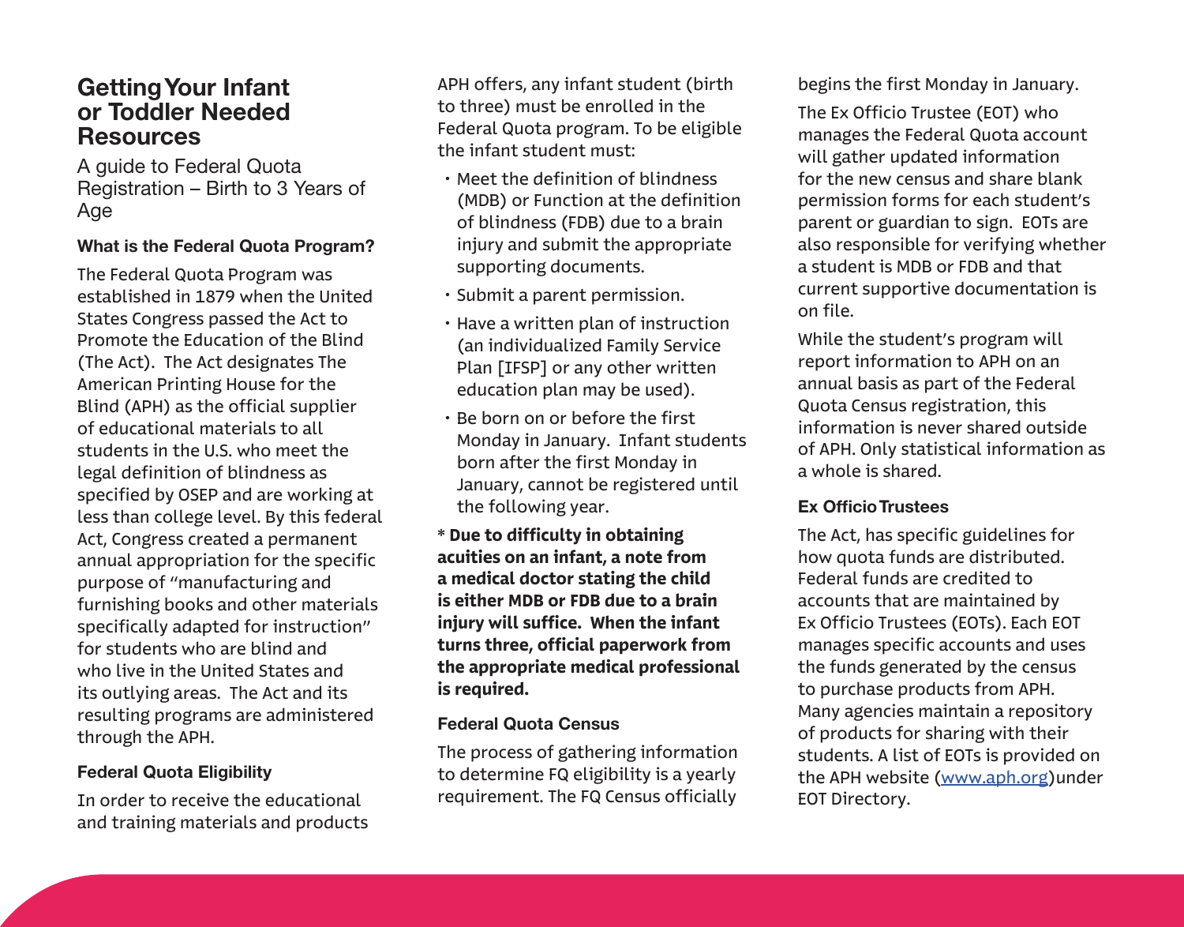# Getting Your Infant or Toddler Needed Resources

A guide to Federal Quota Registration – Birth to 3 Years of Age

### What is the Federal Quota Program?

The Federal Quota Program was established in 1879 when the United States Congress passed the Act to Promote the Education of the Blind (The Act). The Act designates The American Printing House for the Blind (APH) as the official supplier of educational materials to all students in the U.S. who meet the legal definition of blindness as specified by OSEP and are working at less than college level. By this federal Act, Congress created a permanent annual appropriation for the specific purpose of "manufacturing and furnishing books and other materials specifically adapted for instruction" for students who are blind and who live in the United States and its outlying areas. The Act and its resulting programs are administered through the APH.

### Federal Quota Eligibility

In order to receive the educational and training materials and products APH offers, any infant student (birth to three) must be enrolled in the Federal Quota program. To be eligible the infant student must:

- Meet the definition of blindness (MDB) or Function at the definition of blindness (FDB) due to a brain injury and submit the appropriate supporting documents.
- Submit a parent permission.
- Have a written plan of instruction (an individualized Family Service Plan [IFSP] or any other written education plan may be used).
- Be born on or before the first Monday in January. Infant students born after the first Monday in January, cannot be registered until the following year.

**\* Due to difficulty in obtaining acuities on an infant, a note from a medical doctor stating the child is either MDB or FDB due to a brain injury will suffice. When the infant turns three, official paperwork from the appropriate medical professional is required.**

### Federal Quota Census

The process of gathering information to determine FQ eligibility is a yearly requirement. The FQ Census officially begins the first Monday in January.

The Ex Officio Trustee (EOT) who manages the Federal Quota account will gather updated information for the new census and share blank permission forms for each student's parent or guardian to sign. EOTs are also responsible for verifying whether a student is MDB or FDB and that current supportive documentation is on file.

While the student's program will report information to APH on an annual basis as part of the Federal Quota Census registration, this information is never shared outside of APH. Only statistical information as a whole is shared.

### Ex Officio Trustees

The Act, has specific guidelines for how quota funds are distributed. Federal funds are credited to accounts that are maintained by Ex Officio Trustees (EOTs). Each EOT manages specific accounts and uses the funds generated by the census to purchase products from APH. Many agencies maintain a repository of products for sharing with their students. A list of EOTs is provided on the APH website (www.aph.org)under EOT Directory.